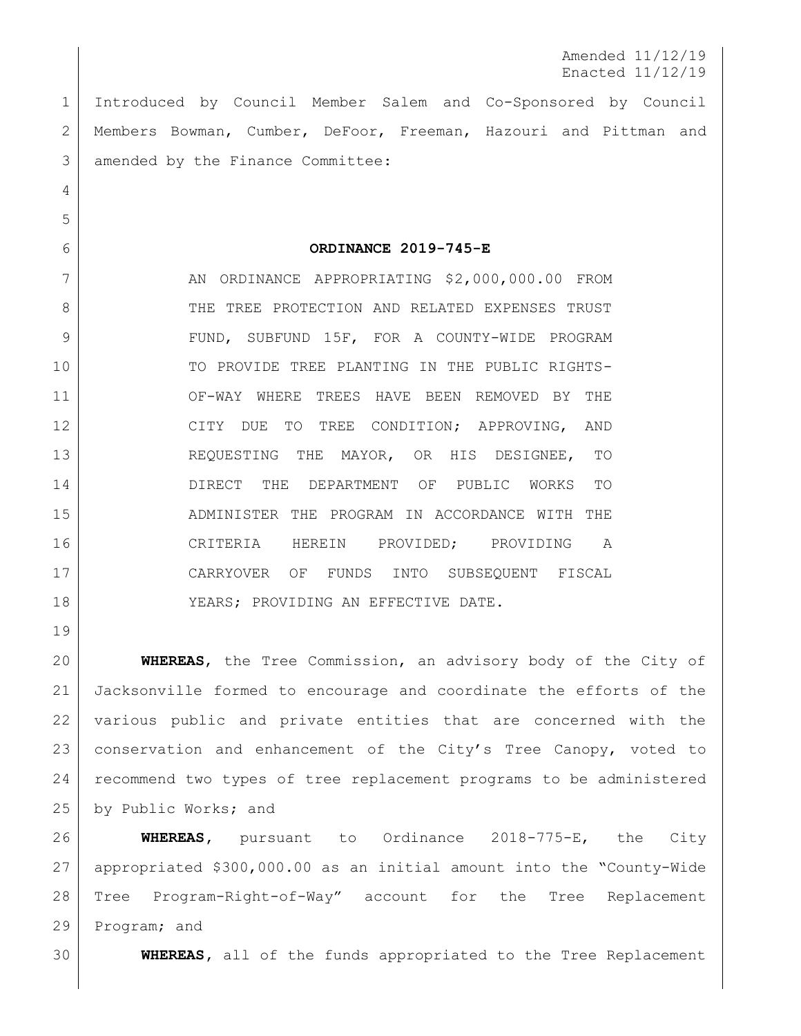Amended 11/12/19
Enacted 11/12/19

Introduced by Council Member Salem and Co-Sponsored by Council Members Bowman, Cumber, DeFoor, Freeman, Hazouri and Pittman and amended by the Finance Committee:

**ORDINANCE 2019-745-E**

AN ORDINANCE APPROPRIATING $2,000,000.00 FROM THE TREE PROTECTION AND RELATED EXPENSES TRUST FUND, SUBFUND 15F, FOR A COUNTY-WIDE PROGRAM TO PROVIDE TREE PLANTING IN THE PUBLIC RIGHTS-OF-WAY WHERE TREES HAVE BEEN REMOVED BY THE CITY DUE TO TREE CONDITION; APPROVING, AND REQUESTING THE MAYOR, OR HIS DESIGNEE, TO DIRECT THE DEPARTMENT OF PUBLIC WORKS TO ADMINISTER THE PROGRAM IN ACCORDANCE WITH THE CRITERIA HEREIN PROVIDED; PROVIDING A CARRYOVER OF FUNDS INTO SUBSEQUENT FISCAL YEARS; PROVIDING AN EFFECTIVE DATE.

**WHEREAS**, the Tree Commission, an advisory body of the City of Jacksonville formed to encourage and coordinate the efforts of the various public and private entities that are concerned with the conservation and enhancement of the City's Tree Canopy, voted to recommend two types of tree replacement programs to be administered by Public Works; and

**WHEREAS**, pursuant to Ordinance 2018-775-E, the City appropriated $300,000.00 as an initial amount into the "County-Wide Tree Program-Right-of-Way" account for the Tree Replacement Program; and

**WHEREAS**, all of the funds appropriated to the Tree Replacement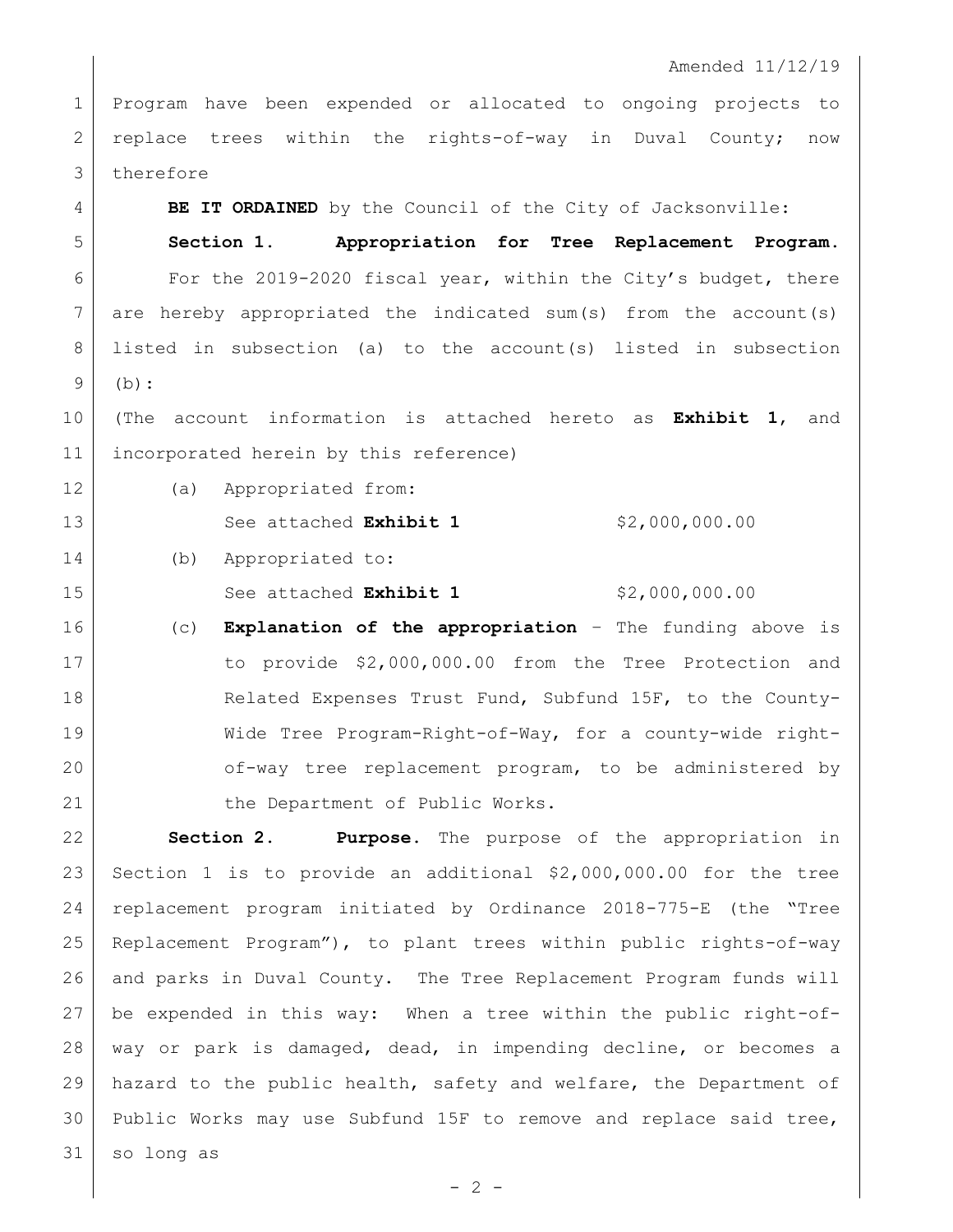Program have been expended or allocated to ongoing projects to replace trees within the rights-of-way in Duval County; now therefore

**BE IT ORDAINED** by the Council of the City of Jacksonville:

**Section 1. Appropriation for Tree Replacement Program.** For the 2019-2020 fiscal year, within the City's budget, there are hereby appropriated the indicated sum(s) from the account(s) listed in subsection (a) to the account(s) listed in subsection (b):

(The account information is attached hereto as **Exhibit 1**, and incorporated herein by this reference)

(a) Appropriated from:

See attached **Exhibit 1** $2,000,000.00

(b) Appropriated to:

See attached **Exhibit 1** $2,000,000.00

(c) **Explanation of the appropriation** – The funding above is to provide $2,000,000.00 from the Tree Protection and Related Expenses Trust Fund, Subfund 15F, to the County-Wide Tree Program-Right-of-Way, for a county-wide right-of-way tree replacement program, to be administered by the Department of Public Works.

**Section 2. Purpose.** The purpose of the appropriation in Section 1 is to provide an additional $2,000,000.00 for the tree replacement program initiated by Ordinance 2018-775-E (the "Tree Replacement Program"), to plant trees within public rights-of-way and parks in Duval County. The Tree Replacement Program funds will be expended in this way: When a tree within the public right-of-way or park is damaged, dead, in impending decline, or becomes a hazard to the public health, safety and welfare, the Department of Public Works may use Subfund 15F to remove and replace said tree, so long as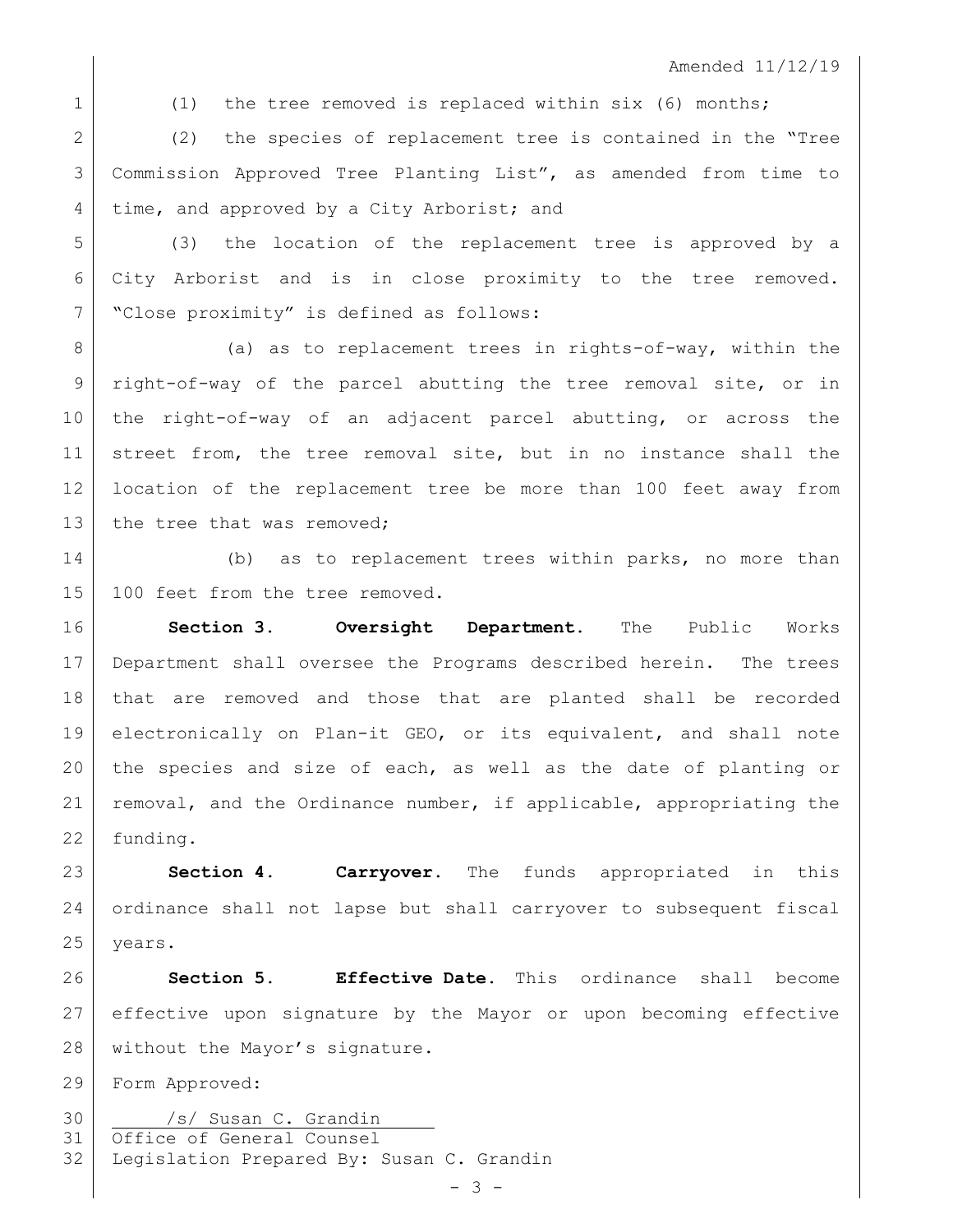Amended 11/12/19

(1) the tree removed is replaced within six (6) months;

(2) the species of replacement tree is contained in the "Tree Commission Approved Tree Planting List", as amended from time to time, and approved by a City Arborist; and

(3) the location of the replacement tree is approved by a City Arborist and is in close proximity to the tree removed. "Close proximity" is defined as follows:

(a) as to replacement trees in rights-of-way, within the right-of-way of the parcel abutting the tree removal site, or in the right-of-way of an adjacent parcel abutting, or across the street from, the tree removal site, but in no instance shall the location of the replacement tree be more than 100 feet away from the tree that was removed;

(b) as to replacement trees within parks, no more than 100 feet from the tree removed.

**Section 3. Oversight Department.** The Public Works Department shall oversee the Programs described herein. The trees that are removed and those that are planted shall be recorded electronically on Plan-it GEO, or its equivalent, and shall note the species and size of each, as well as the date of planting or removal, and the Ordinance number, if applicable, appropriating the funding.

**Section 4. Carryover.** The funds appropriated in this ordinance shall not lapse but shall carryover to subsequent fiscal years.

**Section 5. Effective Date.** This ordinance shall become effective upon signature by the Mayor or upon becoming effective without the Mayor's signature.

Form Approved:

/s/ Susan C. Grandin
Office of General Counsel
Legislation Prepared By: Susan C. Grandin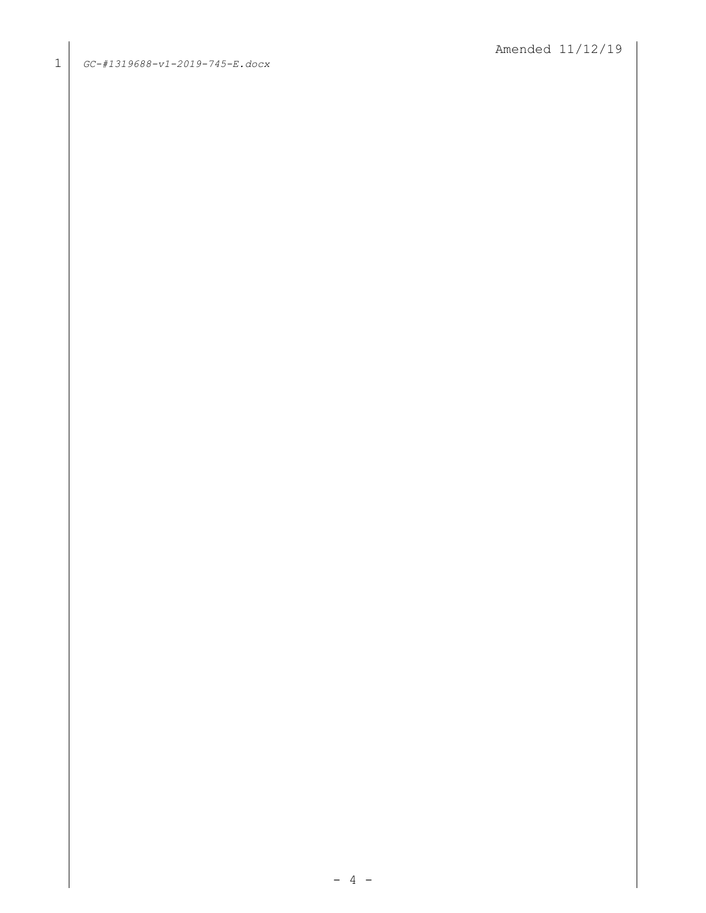GC-#1319688-v1-2019-745-E.docx